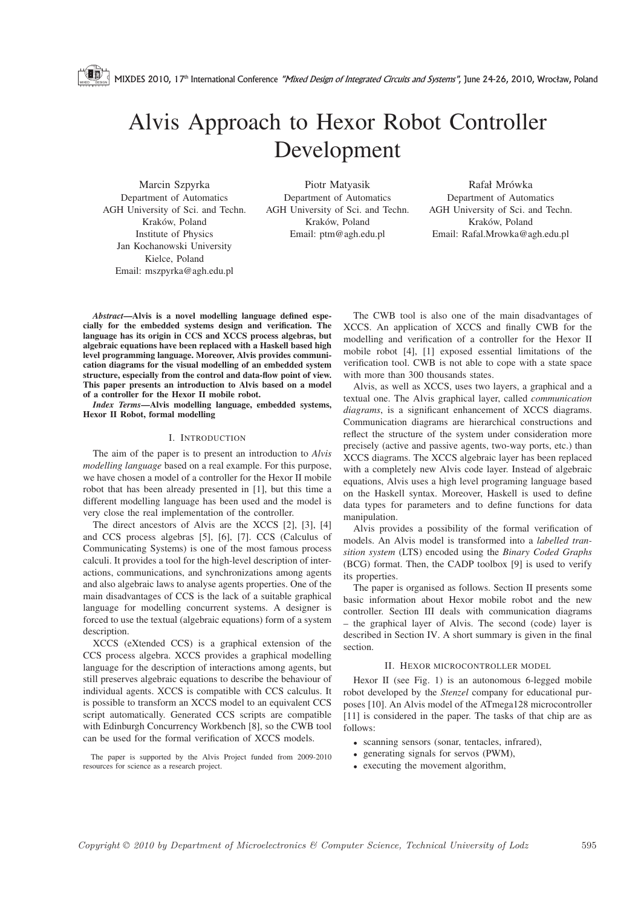# Alvis Approach to Hexor Robot Controller Development

Marcin Szpyrka
Department of Automatics
AGH University of Sci. and Techn.
Kraków, Poland
Institute of Physics
Jan Kochanowski University
Kielce, Poland
Email: mszpyrka@agh.edu.pl

Piotr Matyasik
Department of Automatics
AGH University of Sci. and Techn.
Kraków, Poland
Email: ptm@agh.edu.pl

Rafał Mrówka
Department of Automatics
AGH University of Sci. and Techn.
Kraków, Poland
Email: Rafal.Mrowka@agh.edu.pl

***Abstract*—Alvis is a novel modelling language defined especially for the embedded systems design and verification. The language has its origin in CCS and XCCS process algebras, but algebraic equations have been replaced with a Haskell based high level programming language. Moreover, Alvis provides communication diagrams for the visual modelling of an embedded system structure, especially from the control and data-flow point of view. This paper presents an introduction to Alvis based on a model of a controller for the Hexor II mobile robot.**

***Index Terms*—Alvis modelling language, embedded systems, Hexor II Robot, formal modelling**

## I. Introduction

The aim of the paper is to present an introduction to *Alvis modelling language* based on a real example. For this purpose, we have chosen a model of a controller for the Hexor II mobile robot that has been already presented in [1], but this time a different modelling language has been used and the model is very close the real implementation of the controller.

The direct ancestors of Alvis are the XCCS [2], [3], [4] and CCS process algebras [5], [6], [7]. CCS (Calculus of Communicating Systems) is one of the most famous process calculi. It provides a tool for the high-level description of interactions, communications, and synchronizations among agents and also algebraic laws to analyse agents properties. One of the main disadvantages of CCS is the lack of a suitable graphical language for modelling concurrent systems. A designer is forced to use the textual (algebraic equations) form of a system description.

XCCS (eXtended CCS) is a graphical extension of the CCS process algebra. XCCS provides a graphical modelling language for the description of interactions among agents, but still preserves algebraic equations to describe the behaviour of individual agents. XCCS is compatible with CCS calculus. It is possible to transform an XCCS model to an equivalent CCS script automatically. Generated CCS scripts are compatible with Edinburgh Concurrency Workbench [8], so the CWB tool can be used for the formal verification of XCCS models.

The paper is supported by the Alvis Project funded from 2009-2010 resources for science as a research project.

The CWB tool is also one of the main disadvantages of XCCS. An application of XCCS and finally CWB for the modelling and verification of a controller for the Hexor II mobile robot [4], [1] exposed essential limitations of the verification tool. CWB is not able to cope with a state space with more than 300 thousands states.

Alvis, as well as XCCS, uses two layers, a graphical and a textual one. The Alvis graphical layer, called *communication diagrams*, is a significant enhancement of XCCS diagrams. Communication diagrams are hierarchical constructions and reflect the structure of the system under consideration more precisely (active and passive agents, two-way ports, etc.) than XCCS diagrams. The XCCS algebraic layer has been replaced with a completely new Alvis code layer. Instead of algebraic equations, Alvis uses a high level programing language based on the Haskell syntax. Moreover, Haskell is used to define data types for parameters and to define functions for data manipulation.

Alvis provides a possibility of the formal verification of models. An Alvis model is transformed into a *labelled transition system* (LTS) encoded using the *Binary Coded Graphs* (BCG) format. Then, the CADP toolbox [9] is used to verify its properties.

The paper is organised as follows. Section II presents some basic information about Hexor mobile robot and the new controller. Section III deals with communication diagrams – the graphical layer of Alvis. The second (code) layer is described in Section IV. A short summary is given in the final section.

## II. Hexor microcontroller model

Hexor II (see Fig. 1) is an autonomous 6-legged mobile robot developed by the *Stenzel* company for educational purposes [10]. An Alvis model of the ATmega128 microcontroller [11] is considered in the paper. The tasks of that chip are as follows:

- scanning sensors (sonar, tentacles, infrared),
- generating signals for servos (PWM),
- executing the movement algorithm,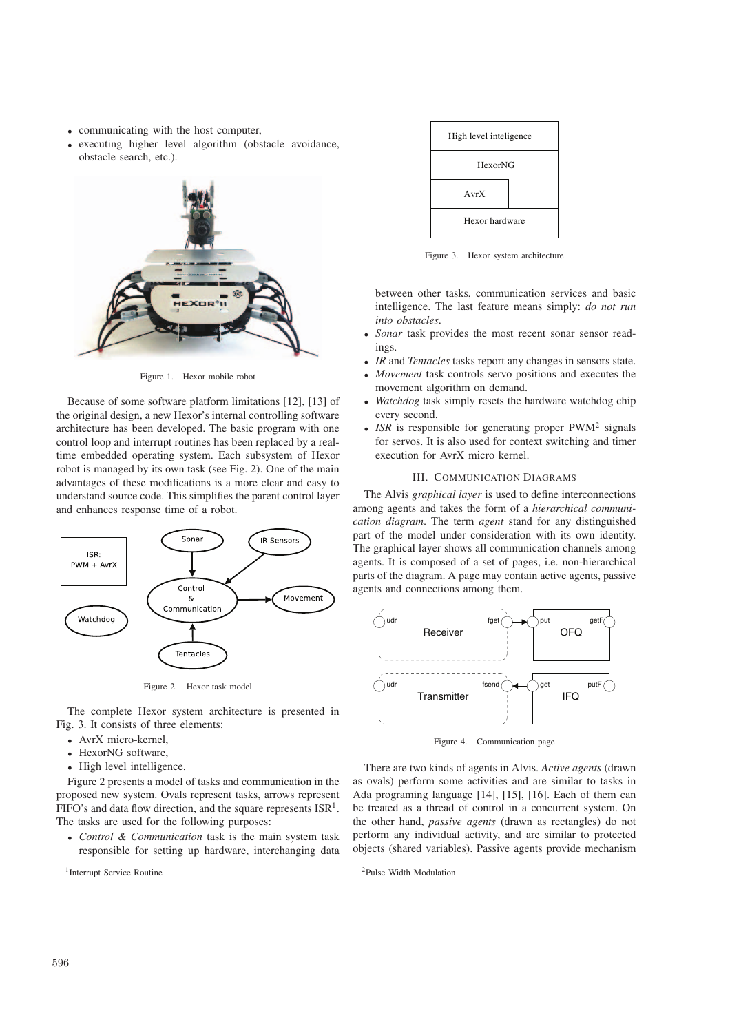- communicating with the host computer,
- executing higher level algorithm (obstacle avoidance, obstacle search, etc.).

Figure 1. Hexor mobile robot

Because of some software platform limitations [12], [13] of the original design, a new Hexor's internal controlling software architecture has been developed. The basic program with one control loop and interrupt routines has been replaced by a real-time embedded operating system. Each subsystem of Hexor robot is managed by its own task (see Fig. 2). One of the main advantages of these modifications is a more clear and easy to understand source code. This simplifies the parent control layer and enhances response time of a robot.

Figure 2. Hexor task model

The complete Hexor system architecture is presented in Fig. 3. It consists of three elements:

- AvrX micro-kernel,
- HexorNG software,
- High level intelligence.

Figure 2 presents a model of tasks and communication in the proposed new system. Ovals represent tasks, arrows represent FIFO's and data flow direction, and the square represents ISR[1]. The tasks are used for the following purposes:

- *Control & Communication* task is the main system task responsible for setting up hardware, interchanging data between other tasks, communication services and basic intelligence. The last feature means simply: *do not run into obstacles*.
- *Sonar* task provides the most recent sonar sensor readings.
- *IR* and *Tentacles* tasks report any changes in sensors state.
- *Movement* task controls servo positions and executes the movement algorithm on demand.
- *Watchdog* task simply resets the hardware watchdog chip every second.
- *ISR* is responsible for generating proper PWM[2] signals for servos. It is also used for context switching and timer execution for AvrX micro kernel.

[1]Interrupt Service Routine

Figure 3. Hexor system architecture

## III. Communication Diagrams

The Alvis *graphical layer* is used to define interconnections among agents and takes the form of a *hierarchical communication diagram*. The term *agent* stand for any distinguished part of the model under consideration with its own identity. The graphical layer shows all communication channels among agents. It is composed of a set of pages, i.e. non-hierarchical parts of the diagram. A page may contain active agents, passive agents and connections among them.

Figure 4. Communication page

There are two kinds of agents in Alvis. *Active agents* (drawn as ovals) perform some activities and are similar to tasks in Ada programing language [14], [15], [16]. Each of them can be treated as a thread of control in a concurrent system. On the other hand, *passive agents* (drawn as rectangles) do not perform any individual activity, and are similar to protected objects (shared variables). Passive agents provide mechanism

[2]Pulse Width Modulation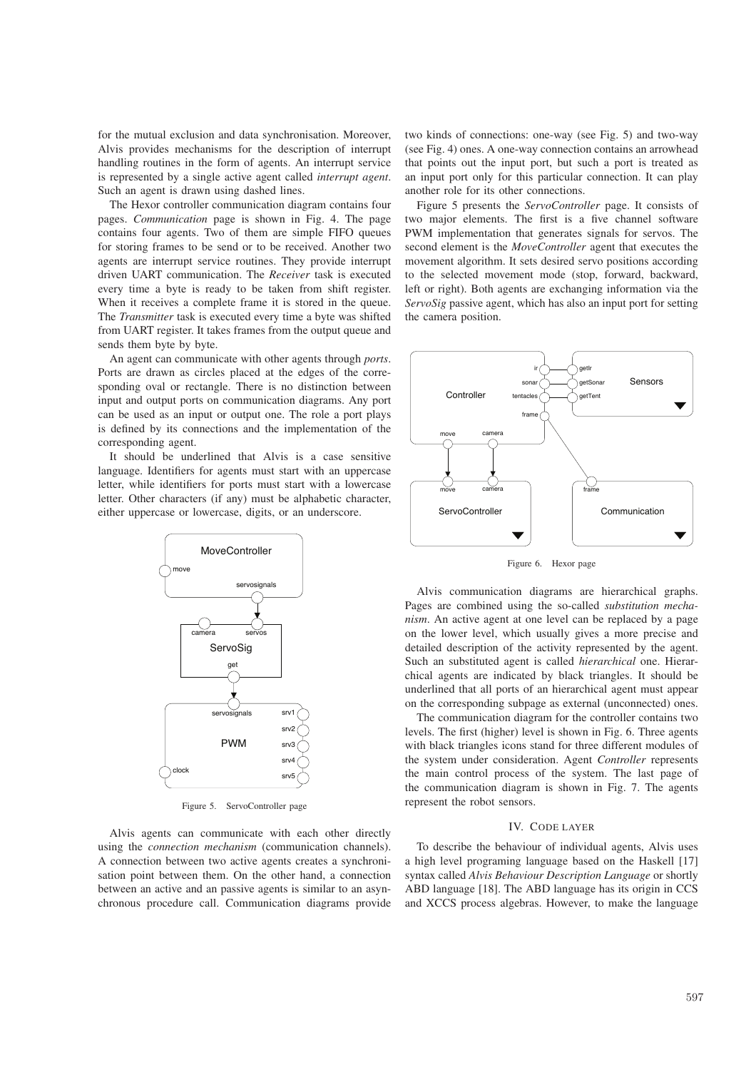for the mutual exclusion and data synchronisation. Moreover, Alvis provides mechanisms for the description of interrupt handling routines in the form of agents. An interrupt service is represented by a single active agent called *interrupt agent*. Such an agent is drawn using dashed lines.

The Hexor controller communication diagram contains four pages. *Communication* page is shown in Fig. 4. The page contains four agents. Two of them are simple FIFO queues for storing frames to be send or to be received. Another two agents are interrupt service routines. They provide interrupt driven UART communication. The *Receiver* task is executed every time a byte is ready to be taken from shift register. When it receives a complete frame it is stored in the queue. The *Transmitter* task is executed every time a byte was shifted from UART register. It takes frames from the output queue and sends them byte by byte.

An agent can communicate with other agents through *ports*. Ports are drawn as circles placed at the edges of the corresponding oval or rectangle. There is no distinction between input and output ports on communication diagrams. Any port can be used as an input or output one. The role a port plays is defined by its connections and the implementation of the corresponding agent.

It should be underlined that Alvis is a case sensitive language. Identifiers for agents must start with an uppercase letter, while identifiers for ports must start with a lowercase letter. Other characters (if any) must be alphabetic character, either uppercase or lowercase, digits, or an underscore.

Figure 5. ServoController page

Alvis agents can communicate with each other directly using the *connection mechanism* (communication channels). A connection between two active agents creates a synchronisation point between them. On the other hand, a connection between an active and an passive agents is similar to an asynchronous procedure call. Communication diagrams provide two kinds of connections: one-way (see Fig. 5) and two-way (see Fig. 4) ones. A one-way connection contains an arrowhead that points out the input port, but such a port is treated as an input port only for this particular connection. It can play another role for its other connections.

Figure 5 presents the *ServoController* page. It consists of two major elements. The first is a five channel software PWM implementation that generates signals for servos. The second element is the *MoveController* agent that executes the movement algorithm. It sets desired servo positions according to the selected movement mode (stop, forward, backward, left or right). Both agents are exchanging information via the *ServoSig* passive agent, which has also an input port for setting the camera position.

Figure 6. Hexor page

Alvis communication diagrams are hierarchical graphs. Pages are combined using the so-called *substitution mechanism*. An active agent at one level can be replaced by a page on the lower level, which usually gives a more precise and detailed description of the activity represented by the agent. Such an substituted agent is called *hierarchical* one. Hierarchical agents are indicated by black triangles. It should be underlined that all ports of an hierarchical agent must appear on the corresponding subpage as external (unconnected) ones.

The communication diagram for the controller contains two levels. The first (higher) level is shown in Fig. 6. Three agents with black triangles icons stand for three different modules of the system under consideration. Agent *Controller* represents the main control process of the system. The last page of the communication diagram is shown in Fig. 7. The agents represent the robot sensors.

## IV. Code Layer

To describe the behaviour of individual agents, Alvis uses a high level programing language based on the Haskell [17] syntax called *Alvis Behaviour Description Language* or shortly ABD language [18]. The ABD language has its origin in CCS and XCCS process algebras. However, to make the language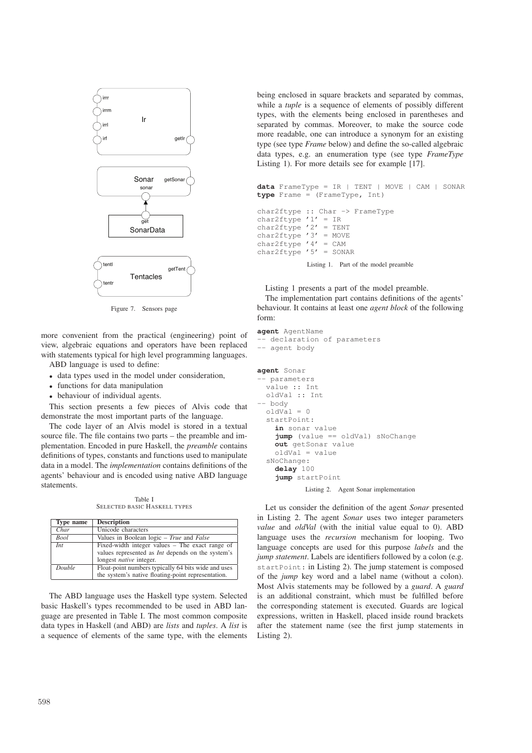Figure 7. Sensors page

more convenient from the practical (engineering) point of view, algebraic equations and operators have been replaced with statements typical for high level programming languages.

ABD language is used to define:

- data types used in the model under consideration,
- functions for data manipulation
- behaviour of individual agents.

This section presents a few pieces of Alvis code that demonstrate the most important parts of the language.

The code layer of an Alvis model is stored in a textual source file. The file contains two parts – the preamble and implementation. Encoded in pure Haskell, the *preamble* contains definitions of types, constants and functions used to manipulate data in a model. The *implementation* contains definitions of the agents' behaviour and is encoded using native ABD language statements.

Table I
SELECTED BASIC HASKELL TYPES

| Type name | Description |
|---|---|
| *Char* | Unicode characters |
| *Bool* | Values in Boolean logic – *True* and *False* |
| *Int* | Fixed-width integer values – The exact range of values represented as *Int* depends on the system's longest *native* integer. |
| *Double* | Float-point numbers typically 64 bits wide and uses the system's native floating-point representation. |

The ABD language uses the Haskell type system. Selected basic Haskell's types recommended to be used in ABD language are presented in Table I. The most common composite data types in Haskell (and ABD) are *lists* and *tuples*. A *list* is a sequence of elements of the same type, with the elements being enclosed in square brackets and separated by commas, while a *tuple* is a sequence of elements of possibly different types, with the elements being enclosed in parentheses and separated by commas. Moreover, to make the source code more readable, one can introduce a synonym for an existing type (see type *Frame* below) and define the so-called algebraic data types, e.g. an enumeration type (see type *FrameType* Listing 1). For more details see for example [17].

```
data FrameType = IR | TENT | MOVE | CAM | SONAR
type Frame = (FrameType, Int)

char2ftype :: Char -> FrameType
char2ftype '1' = IR
char2ftype '2' = TENT
char2ftype '3' = MOVE
char2ftype '4' = CAM
char2ftype '5' = SONAR
```

Listing 1. Part of the model preamble

Listing 1 presents a part of the model preamble.

The implementation part contains definitions of the agents' behaviour. It contains at least one *agent block* of the following form:

```
agent AgentName
-- declaration of parameters
-- agent body
```

```
agent Sonar
-- parameters
  value :: Int
  oldVal :: Int
-- body
  oldVal = 0
  startPoint:
    in sonar value
    jump (value == oldVal) sNoChange
    out getSonar value
    oldVal = value
  sNoChange:
    delay 100
    jump startPoint
```

Listing 2. Agent Sonar implementation

Let us consider the definition of the agent *Sonar* presented in Listing 2. The agent *Sonar* uses two integer parameters *value* and *oldVal* (with the initial value equal to 0). ABD language uses the *recursion* mechanism for looping. Two language concepts are used for this purpose *labels* and the *jump statement*. Labels are identifiers followed by a colon (e.g. `startPoint:` in Listing 2). The jump statement is composed of the *jump* key word and a label name (without a colon). Most Alvis statements may be followed by a *guard*. A *guard* is an additional constraint, which must be fulfilled before the corresponding statement is executed. Guards are logical expressions, written in Haskell, placed inside round brackets after the statement name (see the first jump statements in Listing 2).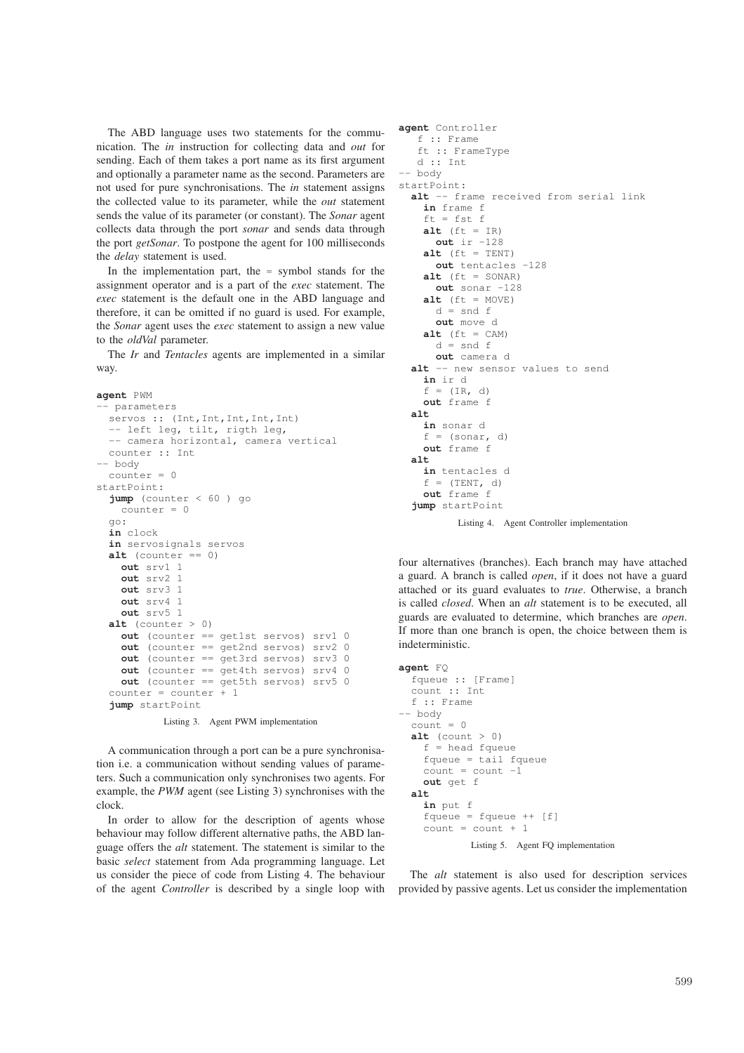The ABD language uses two statements for the communication. The *in* instruction for collecting data and *out* for sending. Each of them takes a port name as its first argument and optionally a parameter name as the second. Parameters are not used for pure synchronisations. The *in* statement assigns the collected value to its parameter, while the *out* statement sends the value of its parameter (or constant). The *Sonar* agent collects data through the port *sonar* and sends data through the port *getSonar*. To postpone the agent for 100 milliseconds the *delay* statement is used.

In the implementation part, the = symbol stands for the assignment operator and is a part of the *exec* statement. The *exec* statement is the default one in the ABD language and therefore, it can be omitted if no guard is used. For example, the *Sonar* agent uses the *exec* statement to assign a new value to the *oldVal* parameter.

The *Ir* and *Tentacles* agents are implemented in a similar way.

```
agent PWM
-- parameters
  servos :: (Int,Int,Int,Int,Int)
  -- left leg, tilt, rigth leg,
  -- camera horizontal, camera vertical
  counter :: Int
-- body
  counter = 0
startPoint:
  jump (counter < 60 ) go
    counter = 0
  go:
  in clock
  in servosignals servos
  alt (counter == 0)
    out srv1 1
    out srv2 1
    out srv3 1
    out srv4 1
    out srv5 1
  alt (counter > 0)
    out (counter == get1st servos) srv1 0
    out (counter == get2nd servos) srv2 0
    out (counter == get3rd servos) srv3 0
    out (counter == get4th servos) srv4 0
    out (counter == get5th servos) srv5 0
  counter = counter + 1
  jump startPoint
```

Listing 3. Agent PWM implementation

A communication through a port can be a pure synchronisation i.e. a communication without sending values of parameters. Such a communication only synchronises two agents. For example, the *PWM* agent (see Listing 3) synchronises with the clock.

In order to allow for the description of agents whose behaviour may follow different alternative paths, the ABD language offers the *alt* statement. The statement is similar to the basic *select* statement from Ada programming language. Let us consider the piece of code from Listing 4. The behaviour of the agent *Controller* is described by a single loop with four alternatives (branches). Each branch may have attached a guard. A branch is called *open*, if it does not have a guard attached or its guard evaluates to *true*. Otherwise, a branch is called *closed*. When an *alt* statement is to be executed, all guards are evaluated to determine, which branches are *open*. If more than one branch is open, the choice between them is indeterministic.

```
agent Controller
   f :: Frame
   ft :: FrameType
   d :: Int
-- body
startPoint:
  alt -- frame received from serial link
    in frame f
    ft = fst f
    alt (ft = IR)
      out ir -128
    alt (ft = TENT)
      out tentacles -128
    alt (ft = SONAR)
      out sonar -128
    alt (ft = MOVE)
      d = snd f
      out move d
    alt (ft = CAM)
      d = snd f
      out camera d
  alt -- new sensor values to send
    in ir d
    f = (IR, d)
    out frame f
  alt
    in sonar d
    f = (sonar, d)
    out frame f
  alt
    in tentacles d
    f = (TENT, d)
    out frame f
  jump startPoint
```

Listing 4. Agent Controller implementation

```
agent FQ
  fqueue :: [Frame]
  count :: Int
  f :: Frame
-- body
  count = 0
  alt (count > 0)
    f = head fqueue
    fqueue = tail fqueue
    count = count -1
    out get f
  alt
    in put f
    fqueue = fqueue ++ [f]
    count = count + 1
```

Listing 5. Agent FQ implementation

The *alt* statement is also used for description services provided by passive agents. Let us consider the implementation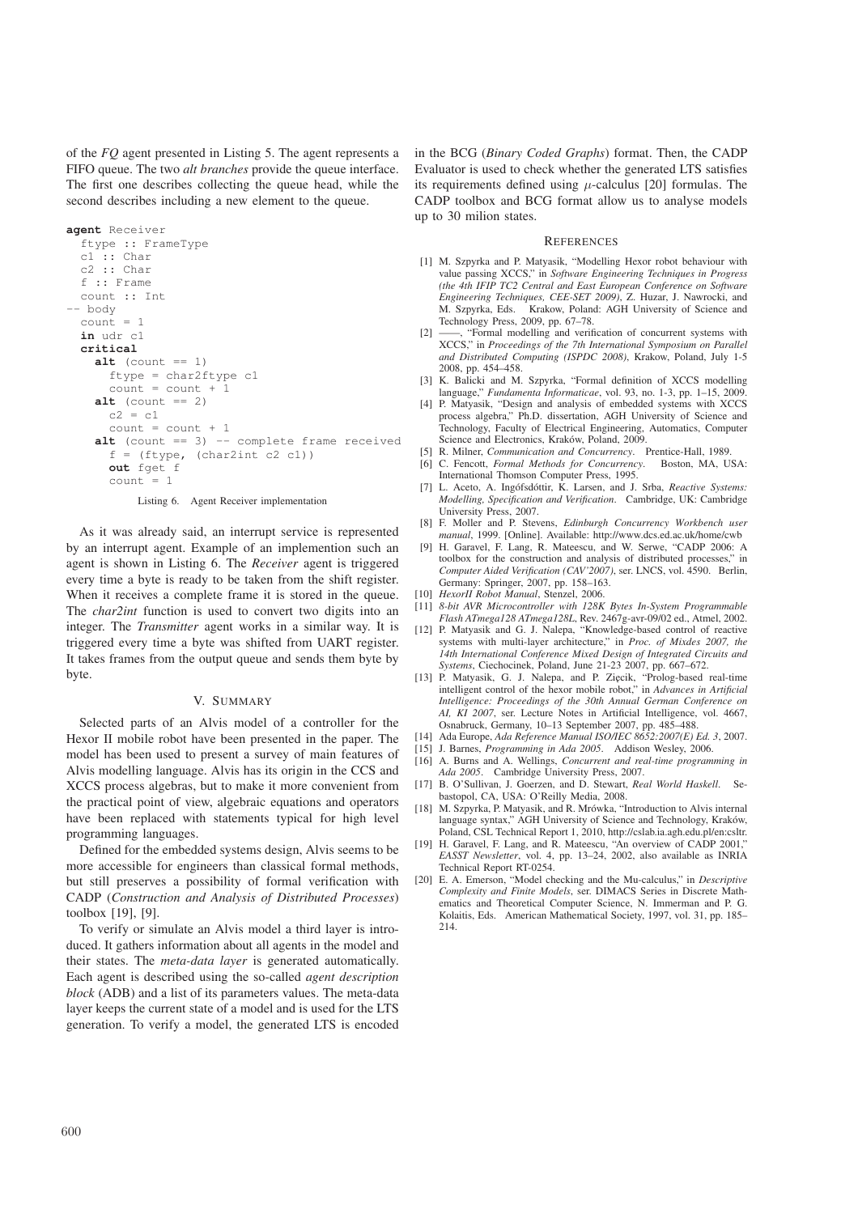of the *FQ* agent presented in Listing 5. The agent represents a FIFO queue. The two *alt branches* provide the queue interface. The first one describes collecting the queue head, while the second describes including a new element to the queue.

```
agent Receiver
  ftype :: FrameType
  c1 :: Char
  c2 :: Char
  f :: Frame
  count :: Int
-- body
  count = 1
  in udr c1
  critical
    alt (count == 1)
      ftype = char2ftype c1
      count = count + 1
    alt (count == 2)
      c2 = c1
      count = count + 1
    alt (count == 3) -- complete frame received
      f = (ftype, (char2int c2 c1))
      out fget f
      count = 1
```

Listing 6. Agent Receiver implementation

As it was already said, an interrupt service is represented by an interrupt agent. Example of an implemention such an agent is shown in Listing 6. The *Receiver* agent is triggered every time a byte is ready to be taken from the shift register. When it receives a complete frame it is stored in the queue. The *char2int* function is used to convert two digits into an integer. The *Transmitter* agent works in a similar way. It is triggered every time a byte was shifted from UART register. It takes frames from the output queue and sends them byte by byte.

## V. Summary

Selected parts of an Alvis model of a controller for the Hexor II mobile robot have been presented in the paper. The model has been used to present a survey of main features of Alvis modelling language. Alvis has its origin in the CCS and XCCS process algebras, but to make it more convenient from the practical point of view, algebraic equations and operators have been replaced with statements typical for high level programming languages.

Defined for the embedded systems design, Alvis seems to be more accessible for engineers than classical formal methods, but still preserves a possibility of formal verification with CADP (*Construction and Analysis of Distributed Processes*) toolbox [19], [9].

To verify or simulate an Alvis model a third layer is introduced. It gathers information about all agents in the model and their states. The *meta-data layer* is generated automatically. Each agent is described using the so-called *agent description block* (ADB) and a list of its parameters values. The meta-data layer keeps the current state of a model and is used for the LTS generation. To verify a model, the generated LTS is encoded in the BCG (*Binary Coded Graphs*) format. Then, the CADP Evaluator is used to check whether the generated LTS satisfies its requirements defined using $\mu$-calculus [20] formulas. The CADP toolbox and BCG format allow us to analyse models up to 30 milion states.

## References

[1] M. Szpyrka and P. Matyasik, "Modelling Hexor robot behaviour with value passing XCCS," in *Software Engineering Techniques in Progress (the 4th IFIP TC2 Central and East European Conference on Software Engineering Techniques, CEE-SET 2009)*, Z. Huzar, J. Nawrocki, and M. Szpyrka, Eds. Krakow, Poland: AGH University of Science and Technology Press, 2009, pp. 67–78.

[2] ——, "Formal modelling and verification of concurrent systems with XCCS," in *Proceedings of the 7th International Symposium on Parallel and Distributed Computing (ISPDC 2008)*, Krakow, Poland, July 1-5 2008, pp. 454–458.

[3] K. Balicki and M. Szpyrka, "Formal definition of XCCS modelling language," *Fundamenta Informaticae*, vol. 93, no. 1-3, pp. 1–15, 2009.

[4] P. Matyasik, "Design and analysis of embedded systems with XCCS process algebra," Ph.D. dissertation, AGH University of Science and Technology, Faculty of Electrical Engineering, Automatics, Computer Science and Electronics, Kraków, Poland, 2009.

[5] R. Milner, *Communication and Concurrency*. Prentice-Hall, 1989.

[6] C. Fencott, *Formal Methods for Concurrency*. Boston, MA, USA: International Thomson Computer Press, 1995.

[7] L. Aceto, A. Ingófsdóttir, K. Larsen, and J. Srba, *Reactive Systems: Modelling, Specification and Verification*. Cambridge, UK: Cambridge University Press, 2007.

[8] F. Moller and P. Stevens, *Edinburgh Concurrency Workbench user manual*, 1999. [Online]. Available: http://www.dcs.ed.ac.uk/home/cwb

[9] H. Garavel, F. Lang, R. Mateescu, and W. Serwe, "CADP 2006: A toolbox for the construction and analysis of distributed processes," in *Computer Aided Verification (CAV'2007)*, ser. LNCS, vol. 4590. Berlin, Germany: Springer, 2007, pp. 158–163.

[10] *HexorII Robot Manual*, Stenzel, 2006.

[11] *8-bit AVR Microcontroller with 128K Bytes In-System Programmable Flash ATmega128 ATmega128L*, Rev. 2467g-avr-09/02 ed., Atmel, 2002.

[12] P. Matyasik and G. J. Nalepa, "Knowledge-based control of reactive systems with multi-layer architecture," in *Proc. of Mixdes 2007, the 14th International Conference Mixed Design of Integrated Circuits and Systems*, Ciechocinek, Poland, June 21-23 2007, pp. 667–672.

[13] P. Matyasik, G. J. Nalepa, and P. Zięcik, "Prolog-based real-time intelligent control of the hexor mobile robot," in *Advances in Artificial Intelligence: Proceedings of the 30th Annual German Conference on AI, KI 2007*, ser. Lecture Notes in Artificial Intelligence, vol. 4667, Osnabruck, Germany, 10–13 September 2007, pp. 485–488.

[14] Ada Europe, *Ada Reference Manual ISO/IEC 8652:2007(E) Ed. 3*, 2007.

[15] J. Barnes, *Programming in Ada 2005*. Addison Wesley, 2006.

[16] A. Burns and A. Wellings, *Concurrent and real-time programming in Ada 2005*. Cambridge University Press, 2007.

[17] B. O'Sullivan, J. Goerzen, and D. Stewart, *Real World Haskell*. Sebastopol, CA, USA: O'Reilly Media, 2008.

[18] M. Szpyrka, P. Matyasik, and R. Mrówka, "Introduction to Alvis internal language syntax," AGH University of Science and Technology, Kraków, Poland, CSL Technical Report 1, 2010, http://cslab.ia.agh.edu.pl/en:csltr.

[19] H. Garavel, F. Lang, and R. Mateescu, "An overview of CADP 2001," *EASST Newsletter*, vol. 4, pp. 13–24, 2002, also available as INRIA Technical Report RT-0254.

[20] E. A. Emerson, "Model checking and the Mu-calculus," in *Descriptive Complexity and Finite Models*, ser. DIMACS Series in Discrete Mathematics and Theoretical Computer Science, N. Immerman and P. G. Kolaitis, Eds. American Mathematical Society, 1997, vol. 31, pp. 185–214.